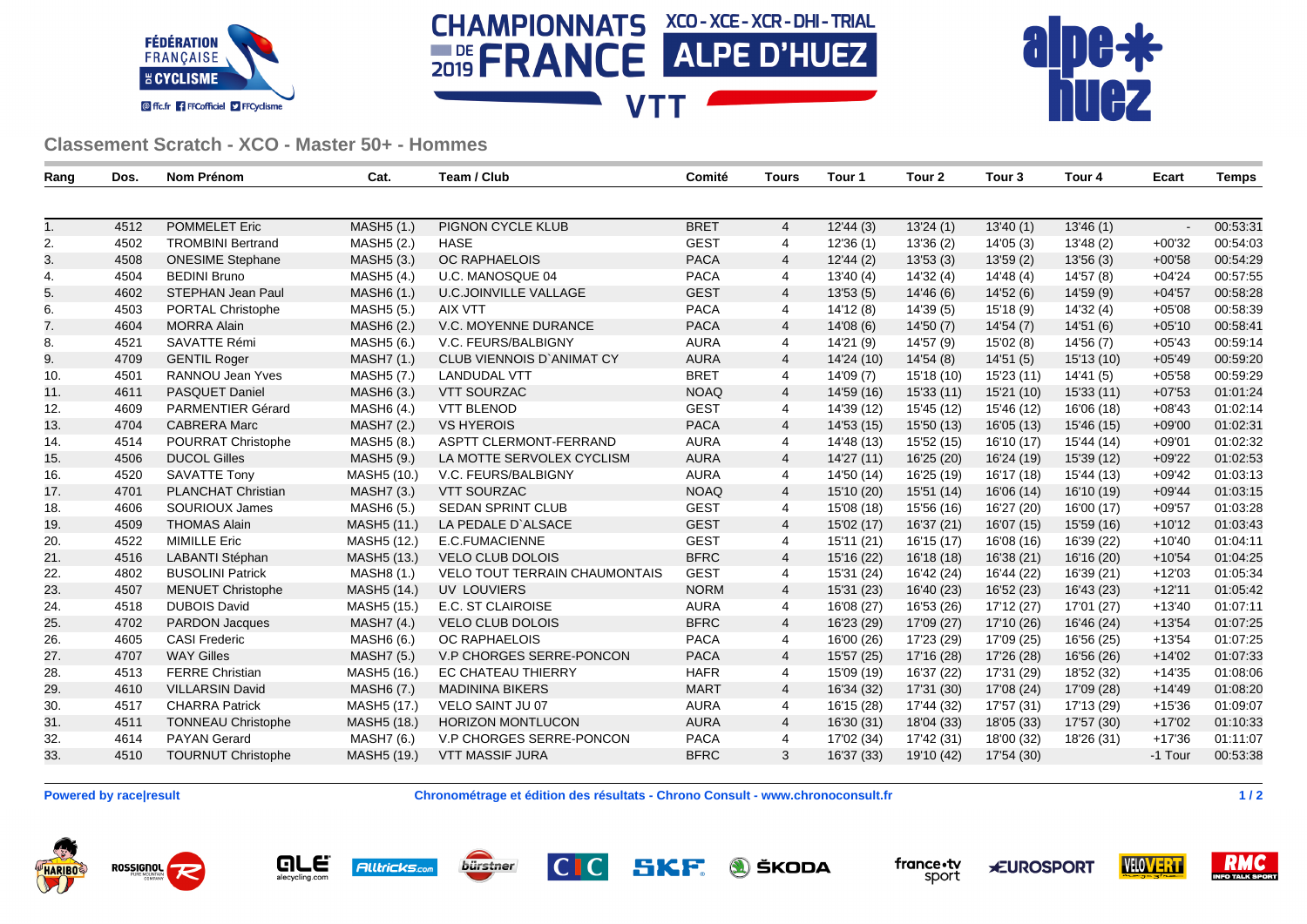## Classement Scratch - XCO - Master 50+ - Hommes

| Rang | Dos. | Nom Prénom | Cat. | Team / Club | Comité | Tours | Tour 1 | Tour 2 | Tour 3 | Tour 4 | Ecart | Temps |
|---|---|---|---|---|---|---|---|---|---|---|---|---|
| 1. | 4512 | POMMELET Eric | MASH5 (1.) | PIGNON CYCLE KLUB | BRET | 4 | 12'44 (3) | 13'24 (1) | 13'40 (1) | 13'46 (1) | - | 00:53:31 |
| 2. | 4502 | TROMBINI Bertrand | MASH5 (2.) | HASE | GEST | 4 | 12'36 (1) | 13'36 (2) | 14'05 (3) | 13'48 (2) | +00'32 | 00:54:03 |
| 3. | 4508 | ONESIME Stephane | MASH5 (3.) | OC RAPHAELOIS | PACA | 4 | 12'44 (2) | 13'53 (3) | 13'59 (2) | 13'56 (3) | +00'58 | 00:54:29 |
| 4. | 4504 | BEDINI Bruno | MASH5 (4.) | U.C. MANOSQUE 04 | PACA | 4 | 13'40 (4) | 14'32 (4) | 14'48 (4) | 14'57 (8) | +04'24 | 00:57:55 |
| 5. | 4602 | STEPHAN Jean Paul | MASH6 (1.) | U.C.JOINVILLE VALLAGE | GEST | 4 | 13'53 (5) | 14'46 (6) | 14'52 (6) | 14'59 (9) | +04'57 | 00:58:28 |
| 6. | 4503 | PORTAL Christophe | MASH5 (5.) | AIX VTT | PACA | 4 | 14'12 (8) | 14'39 (5) | 15'18 (9) | 14'32 (4) | +05'08 | 00:58:39 |
| 7. | 4604 | MORRA Alain | MASH6 (2.) | V.C. MOYENNE DURANCE | PACA | 4 | 14'08 (6) | 14'50 (7) | 14'54 (7) | 14'51 (6) | +05'10 | 00:58:41 |
| 8. | 4521 | SAVATTE Rémi | MASH5 (6.) | V.C. FEURS/BALBIGNY | AURA | 4 | 14'21 (9) | 14'57 (9) | 15'02 (8) | 14'56 (7) | +05'43 | 00:59:14 |
| 9. | 4709 | GENTIL Roger | MASH7 (1.) | CLUB VIENNOIS D`ANIMAT CY | AURA | 4 | 14'24 (10) | 14'54 (8) | 14'51 (5) | 15'13 (10) | +05'49 | 00:59:20 |
| 10. | 4501 | RANNOU Jean Yves | MASH5 (7.) | LANDUDAL VTT | BRET | 4 | 14'09 (7) | 15'18 (10) | 15'23 (11) | 14'41 (5) | +05'58 | 00:59:29 |
| 11. | 4611 | PASQUET Daniel | MASH6 (3.) | VTT SOURZAC | NOAQ | 4 | 14'59 (16) | 15'33 (11) | 15'21 (10) | 15'33 (11) | +07'53 | 01:01:24 |
| 12. | 4609 | PARMENTIER Gérard | MASH6 (4.) | VTT BLENOD | GEST | 4 | 14'39 (12) | 15'45 (12) | 15'46 (12) | 16'06 (18) | +08'43 | 01:02:14 |
| 13. | 4704 | CABRERA Marc | MASH7 (2.) | VS HYEROIS | PACA | 4 | 14'53 (15) | 15'50 (13) | 16'05 (13) | 15'46 (15) | +09'00 | 01:02:31 |
| 14. | 4514 | POURRAT Christophe | MASH5 (8.) | ASPTT CLERMONT-FERRAND | AURA | 4 | 14'48 (13) | 15'52 (15) | 16'10 (17) | 15'44 (14) | +09'01 | 01:02:32 |
| 15. | 4506 | DUCOL Gilles | MASH5 (9.) | LA MOTTE SERVOLEX CYCLISM | AURA | 4 | 14'27 (11) | 16'25 (20) | 16'24 (19) | 15'39 (12) | +09'22 | 01:02:53 |
| 16. | 4520 | SAVATTE Tony | MASH5 (10.) | V.C. FEURS/BALBIGNY | AURA | 4 | 14'50 (14) | 16'25 (19) | 16'17 (18) | 15'44 (13) | +09'42 | 01:03:13 |
| 17. | 4701 | PLANCHAT Christian | MASH7 (3.) | VTT SOURZAC | NOAQ | 4 | 15'10 (20) | 15'51 (14) | 16'06 (14) | 16'10 (19) | +09'44 | 01:03:15 |
| 18. | 4606 | SOURIOUX James | MASH6 (5.) | SEDAN SPRINT CLUB | GEST | 4 | 15'08 (18) | 15'56 (16) | 16'27 (20) | 16'00 (17) | +09'57 | 01:03:28 |
| 19. | 4509 | THOMAS Alain | MASH5 (11.) | LA PEDALE D`ALSACE | GEST | 4 | 15'02 (17) | 16'37 (21) | 16'07 (15) | 15'59 (16) | +10'12 | 01:03:43 |
| 20. | 4522 | MIMILLE Eric | MASH5 (12.) | E.C.FUMACIENNE | GEST | 4 | 15'11 (21) | 16'15 (17) | 16'08 (16) | 16'39 (22) | +10'40 | 01:04:11 |
| 21. | 4516 | LABANTI Stéphan | MASH5 (13.) | VELO CLUB DOLOIS | BFRC | 4 | 15'16 (22) | 16'18 (18) | 16'38 (21) | 16'16 (20) | +10'54 | 01:04:25 |
| 22. | 4802 | BUSOLINI Patrick | MASH8 (1.) | VELO TOUT TERRAIN CHAUMONTAIS | GEST | 4 | 15'31 (24) | 16'42 (24) | 16'44 (22) | 16'39 (21) | +12'03 | 01:05:34 |
| 23. | 4507 | MENUET Christophe | MASH5 (14.) | UV LOUVIERS | NORM | 4 | 15'31 (23) | 16'40 (23) | 16'52 (23) | 16'43 (23) | +12'11 | 01:05:42 |
| 24. | 4518 | DUBOIS David | MASH5 (15.) | E.C. ST CLAIROISE | AURA | 4 | 16'08 (27) | 16'53 (26) | 17'12 (27) | 17'01 (27) | +13'40 | 01:07:11 |
| 25. | 4702 | PARDON Jacques | MASH7 (4.) | VELO CLUB DOLOIS | BFRC | 4 | 16'23 (29) | 17'09 (27) | 17'10 (26) | 16'46 (24) | +13'54 | 01:07:25 |
| 26. | 4605 | CASI Frederic | MASH6 (6.) | OC RAPHAELOIS | PACA | 4 | 16'00 (26) | 17'23 (29) | 17'09 (25) | 16'56 (25) | +13'54 | 01:07:25 |
| 27. | 4707 | WAY Gilles | MASH7 (5.) | V.P CHORGES SERRE-PONCON | PACA | 4 | 15'57 (25) | 17'16 (28) | 17'26 (28) | 16'56 (26) | +14'02 | 01:07:33 |
| 28. | 4513 | FERRE Christian | MASH5 (16.) | EC CHATEAU THIERRY | HAFR | 4 | 15'09 (19) | 16'37 (22) | 17'31 (29) | 18'52 (32) | +14'35 | 01:08:06 |
| 29. | 4610 | VILLARSIN David | MASH6 (7.) | MADININA BIKERS | MART | 4 | 16'34 (32) | 17'31 (30) | 17'08 (24) | 17'09 (28) | +14'49 | 01:08:20 |
| 30. | 4517 | CHARRA Patrick | MASH5 (17.) | VELO SAINT JU 07 | AURA | 4 | 16'15 (28) | 17'44 (32) | 17'57 (31) | 17'13 (29) | +15'36 | 01:09:07 |
| 31. | 4511 | TONNEAU Christophe | MASH5 (18.) | HORIZON MONTLUCON | AURA | 4 | 16'30 (31) | 18'04 (33) | 18'05 (33) | 17'57 (30) | +17'02 | 01:10:33 |
| 32. | 4614 | PAYAN Gerard | MASH7 (6.) | V.P CHORGES SERRE-PONCON | PACA | 4 | 17'02 (34) | 17'42 (31) | 18'00 (32) | 18'26 (31) | +17'36 | 01:11:07 |
| 33. | 4510 | TOURNUT Christophe | MASH5 (19.) | VTT MASSIF JURA | BFRC | 3 | 16'37 (33) | 19'10 (42) | 17'54 (30) | | -1 Tour | 00:53:38 |

**Powered by race|result** **Chronométrage et édition des résultats - Chrono Consult - www.chronoconsult.fr**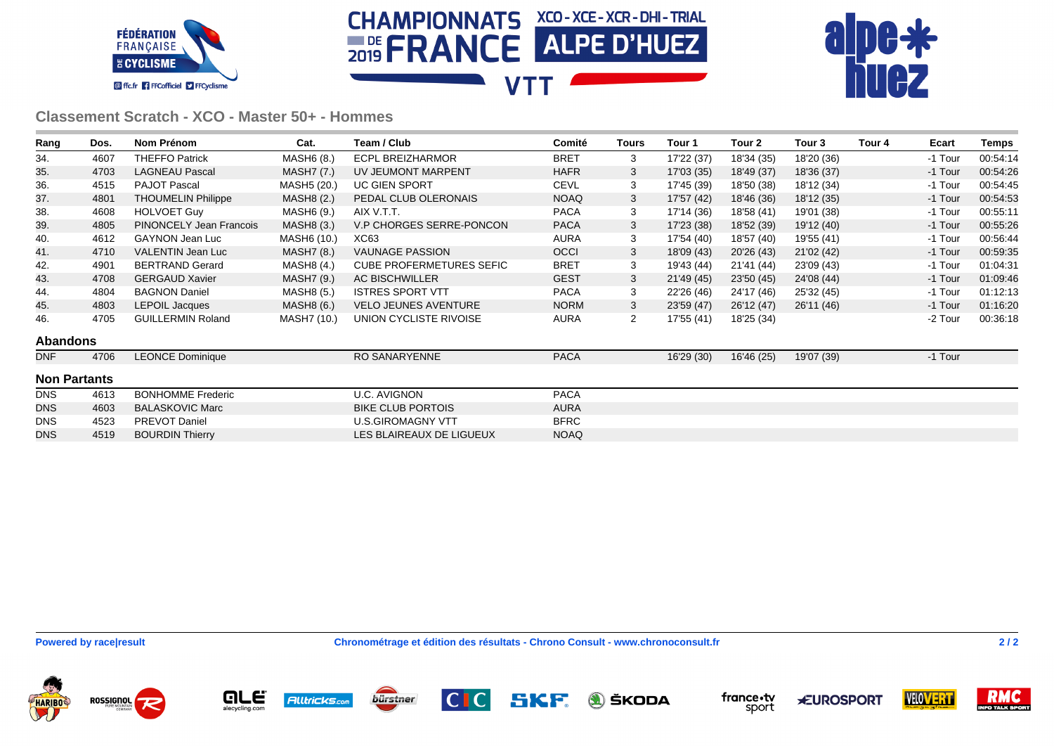## Classement Scratch - XCO - Master 50+ - Hommes

| Rang | Dos. | Nom Prénom | Cat. | Team / Club | Comité | Tours | Tour 1 | Tour 2 | Tour 3 | Tour 4 | Ecart | Temps |
|---|---|---|---|---|---|---|---|---|---|---|---|---|
| 34. | 4607 | THEFFO Patrick | MASH6 (8.) | ECPL BREIZHARMOR | BRET | 3 | 17'22 (37) | 18'34 (35) | 18'20 (36) | | -1 Tour | 00:54:14 |
| 35. | 4703 | LAGNEAU Pascal | MASH7 (7.) | UV JEUMONT MARPENT | HAFR | 3 | 17'03 (35) | 18'49 (37) | 18'36 (37) | | -1 Tour | 00:54:26 |
| 36. | 4515 | PAJOT Pascal | MASH5 (20.) | UC GIEN SPORT | CEVL | 3 | 17'45 (39) | 18'50 (38) | 18'12 (34) | | -1 Tour | 00:54:45 |
| 37. | 4801 | THOUMELIN Philippe | MASH8 (2.) | PEDAL CLUB OLERONAIS | NOAQ | 3 | 17'57 (42) | 18'46 (36) | 18'12 (35) | | -1 Tour | 00:54:53 |
| 38. | 4608 | HOLVOET Guy | MASH6 (9.) | AIX V.T.T. | PACA | 3 | 17'14 (36) | 18'58 (41) | 19'01 (38) | | -1 Tour | 00:55:11 |
| 39. | 4805 | PINONCELY Jean Francois | MASH8 (3.) | V.P CHORGES SERRE-PONCON | PACA | 3 | 17'23 (38) | 18'52 (39) | 19'12 (40) | | -1 Tour | 00:55:26 |
| 40. | 4612 | GAYNON Jean Luc | MASH6 (10.) | XC63 | AURA | 3 | 17'54 (40) | 18'57 (40) | 19'55 (41) | | -1 Tour | 00:56:44 |
| 41. | 4710 | VALENTIN Jean Luc | MASH7 (8.) | VAUNAGE PASSION | OCCI | 3 | 18'09 (43) | 20'26 (43) | 21'02 (42) | | -1 Tour | 00:59:35 |
| 42. | 4901 | BERTRAND Gerard | MASH8 (4.) | CUBE PROFERMETURES SEFIC | BRET | 3 | 19'43 (44) | 21'41 (44) | 23'09 (43) | | -1 Tour | 01:04:31 |
| 43. | 4708 | GERGAUD Xavier | MASH7 (9.) | AC BISCHWILLER | GEST | 3 | 21'49 (45) | 23'50 (45) | 24'08 (44) | | -1 Tour | 01:09:46 |
| 44. | 4804 | BAGNON Daniel | MASH8 (5.) | ISTRES SPORT VTT | PACA | 3 | 22'26 (46) | 24'17 (46) | 25'32 (45) | | -1 Tour | 01:12:13 |
| 45. | 4803 | LEPOIL Jacques | MASH8 (6.) | VELO JEUNES AVENTURE | NORM | 3 | 23'59 (47) | 26'12 (47) | 26'11 (46) | | -1 Tour | 01:16:20 |
| 46. | 4705 | GUILLERMIN Roland | MASH7 (10.) | UNION CYCLISTE RIVOISE | AURA | 2 | 17'55 (41) | 18'25 (34) | | | -2 Tour | 00:36:18 |

### Abandons

| Rang | Dos. | Nom Prénom | Cat. | Team / Club | Comité | Tours | Tour 1 | Tour 2 | Tour 3 | Tour 4 | Ecart | Temps |
|---|---|---|---|---|---|---|---|---|---|---|---|---|
| DNF | 4706 | LEONCE Dominique | | RO SANARYENNE | PACA | | 16'29 (30) | 16'46 (25) | 19'07 (39) | | -1 Tour | |

### Non Partants

| Rang | Dos. | Nom Prénom | Cat. | Team / Club | Comité |
|---|---|---|---|---|---|
| DNS | 4613 | BONHOMME Frederic | | U.C. AVIGNON | PACA |
| DNS | 4603 | BALASKOVIC Marc | | BIKE CLUB PORTOIS | AURA |
| DNS | 4523 | PREVOT Daniel | | U.S.GIROMAGNY VTT | BFRC |
| DNS | 4519 | BOURDIN Thierry | | LES BLAIREAUX DE LIGUEUX | NOAQ |

**Powered by race|result** **Chronométrage et édition des résultats - Chrono Consult - www.chronoconsult.fr**